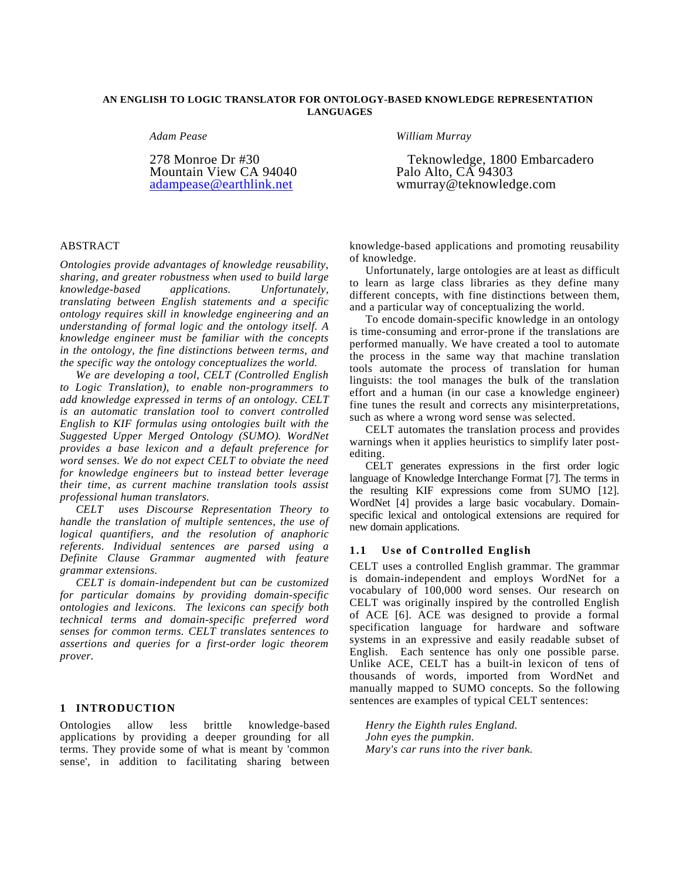# AN ENGLISH TO LOGIC TRANSLATOR FOR ONTOLOGY-BASED KNOWLEDGE REPRESENTATION LANGUAGES

*Adam Pease*

278 Monroe Dr #30
Mountain View CA 94040
adampease@earthlink.net

*William Murray*

Teknowledge, 1800 Embarcadero
Palo Alto, CA 94303
wmurray@teknowledge.com

## ABSTRACT

*Ontologies provide advantages of knowledge reusability, sharing, and greater robustness when used to build large knowledge-based applications. Unfortunately, translating between English statements and a specific ontology requires skill in knowledge engineering and an understanding of formal logic and the ontology itself. A knowledge engineer must be familiar with the concepts in the ontology, the fine distinctions between terms, and the specific way the ontology conceptualizes the world.*

*We are developing a tool, CELT (Controlled English to Logic Translation), to enable non-programmers to add knowledge expressed in terms of an ontology. CELT is an automatic translation tool to convert controlled English to KIF formulas using ontologies built with the Suggested Upper Merged Ontology (SUMO). WordNet provides a base lexicon and a default preference for word senses. We do not expect CELT to obviate the need for knowledge engineers but to instead better leverage their time, as current machine translation tools assist professional human translators.*

*CELT uses Discourse Representation Theory to handle the translation of multiple sentences, the use of logical quantifiers, and the resolution of anaphoric referents. Individual sentences are parsed using a Definite Clause Grammar augmented with feature grammar extensions.*

*CELT is domain-independent but can be customized for particular domains by providing domain-specific ontologies and lexicons. The lexicons can specify both technical terms and domain-specific preferred word senses for common terms. CELT translates sentences to assertions and queries for a first-order logic theorem prover.*

## 1 INTRODUCTION

Ontologies allow less brittle knowledge-based applications by providing a deeper grounding for all terms. They provide some of what is meant by 'common sense', in addition to facilitating sharing between knowledge-based applications and promoting reusability of knowledge.

Unfortunately, large ontologies are at least as difficult to learn as large class libraries as they define many different concepts, with fine distinctions between them, and a particular way of conceptualizing the world.

To encode domain-specific knowledge in an ontology is time-consuming and error-prone if the translations are performed manually. We have created a tool to automate the process in the same way that machine translation tools automate the process of translation for human linguists: the tool manages the bulk of the translation effort and a human (in our case a knowledge engineer) fine tunes the result and corrects any misinterpretations, such as where a wrong word sense was selected.

CELT automates the translation process and provides warnings when it applies heuristics to simplify later post-editing.

CELT generates expressions in the first order logic language of Knowledge Interchange Format [7]. The terms in the resulting KIF expressions come from SUMO [12]. WordNet [4] provides a large basic vocabulary. Domain-specific lexical and ontological extensions are required for new domain applications.

### 1.1 Use of Controlled English

CELT uses a controlled English grammar. The grammar is domain-independent and employs WordNet for a vocabulary of 100,000 word senses. Our research on CELT was originally inspired by the controlled English of ACE [6]. ACE was designed to provide a formal specification language for hardware and software systems in an expressive and easily readable subset of English. Each sentence has only one possible parse. Unlike ACE, CELT has a built-in lexicon of tens of thousands of words, imported from WordNet and manually mapped to SUMO concepts. So the following sentences are examples of typical CELT sentences:

*Henry the Eighth rules England.*
*John eyes the pumpkin.*
*Mary's car runs into the river bank.*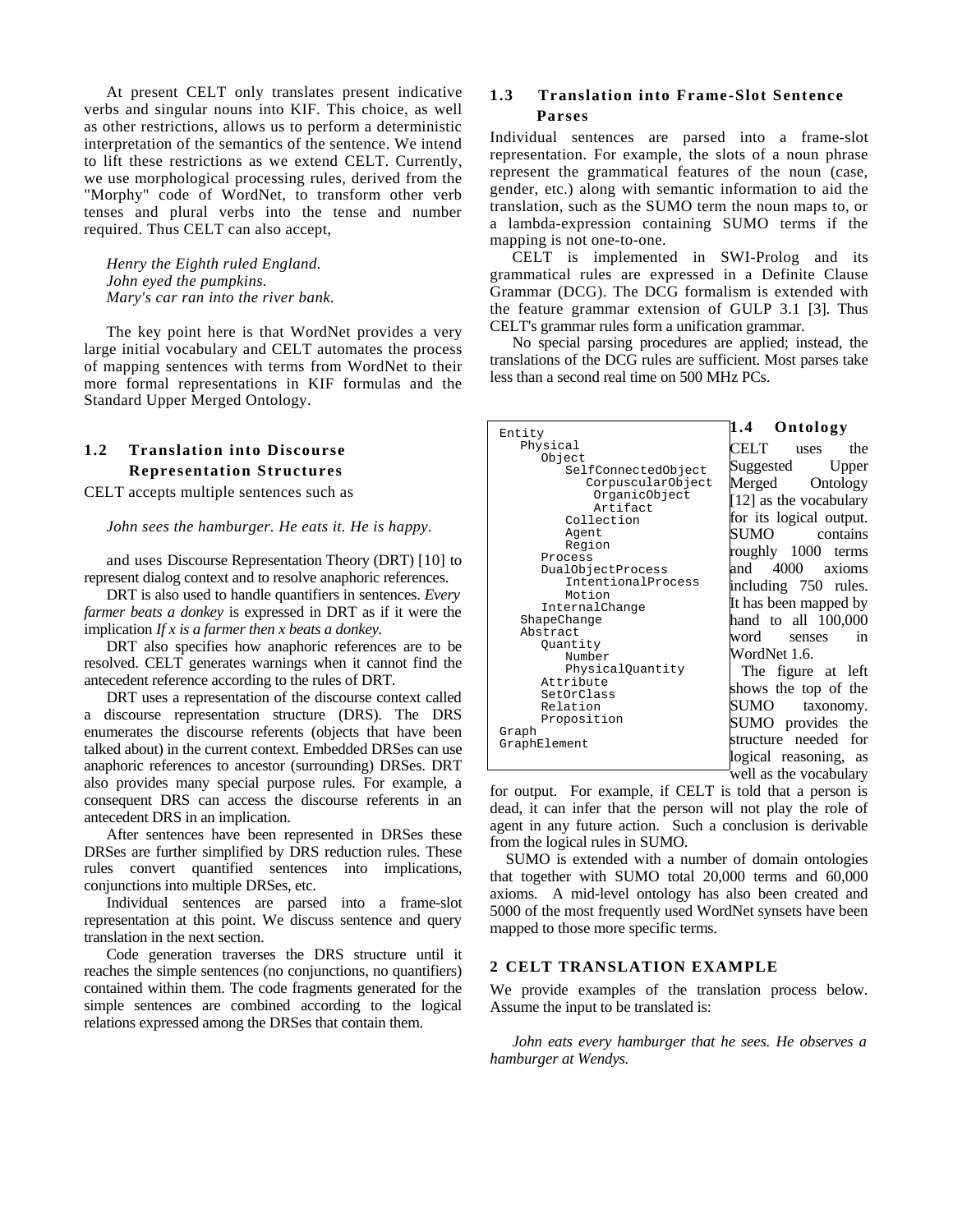At present CELT only translates present indicative verbs and singular nouns into KIF. This choice, as well as other restrictions, allows us to perform a deterministic interpretation of the semantics of the sentence. We intend to lift these restrictions as we extend CELT. Currently, we use morphological processing rules, derived from the "Morphy" code of WordNet, to transform other verb tenses and plural verbs into the tense and number required. Thus CELT can also accept,

*Henry the Eighth ruled England.*
*John eyed the pumpkins.*
*Mary's car ran into the river bank.*

The key point here is that WordNet provides a very large initial vocabulary and CELT automates the process of mapping sentences with terms from WordNet to their more formal representations in KIF formulas and the Standard Upper Merged Ontology.

### 1.2 Translation into Discourse Representation Structures

CELT accepts multiple sentences such as

*John sees the hamburger. He eats it. He is happy.*

and uses Discourse Representation Theory (DRT) [10] to represent dialog context and to resolve anaphoric references.

DRT is also used to handle quantifiers in sentences. *Every farmer beats a donkey* is expressed in DRT as if it were the implication *If x is a farmer then x beats a donkey.*

DRT also specifies how anaphoric references are to be resolved. CELT generates warnings when it cannot find the antecedent reference according to the rules of DRT.

DRT uses a representation of the discourse context called a discourse representation structure (DRS). The DRS enumerates the discourse referents (objects that have been talked about) in the current context. Embedded DRSes can use anaphoric references to ancestor (surrounding) DRSes. DRT also provides many special purpose rules. For example, a consequent DRS can access the discourse referents in an antecedent DRS in an implication.

After sentences have been represented in DRSes these DRSes are further simplified by DRS reduction rules. These rules convert quantified sentences into implications, conjunctions into multiple DRSes, etc.

Individual sentences are parsed into a frame-slot representation at this point. We discuss sentence and query translation in the next section.

Code generation traverses the DRS structure until it reaches the simple sentences (no conjunctions, no quantifiers) contained within them. The code fragments generated for the simple sentences are combined according to the logical relations expressed among the DRSes that contain them.

### 1.3 Translation into Frame-Slot Sentence Parses

Individual sentences are parsed into a frame-slot representation. For example, the slots of a noun phrase represent the grammatical features of the noun (case, gender, etc.) along with semantic information to aid the translation, such as the SUMO term the noun maps to, or a lambda-expression containing SUMO terms if the mapping is not one-to-one.

CELT is implemented in SWI-Prolog and its grammatical rules are expressed in a Definite Clause Grammar (DCG). The DCG formalism is extended with the feature grammar extension of GULP 3.1 [3]. Thus CELT's grammar rules form a unification grammar.

No special parsing procedures are applied; instead, the translations of the DCG rules are sufficient. Most parses take less than a second real time on 500 MHz PCs.

```
Entity
   Physical
      Object
         SelfConnectedObject
            CorpuscularObject
               OrganicObject
               Artifact
         Collection
         Agent
         Region
      Process
      DualObjectProcess
         IntentionalProcess
         Motion
      InternalChange
   ShapeChange
   Abstract
      Quantity
         Number
         PhysicalQuantity
      Attribute
      SetOrClass
      Relation
      Proposition
Graph
GraphElement
```

### 1.4 Ontology

CELT uses the Suggested Upper Merged Ontology [12] as the vocabulary for its logical output. SUMO contains roughly 1000 terms and 4000 axioms including 750 rules. It has been mapped by hand to all 100,000 word senses in WordNet 1.6.

The figure at left shows the top of the SUMO taxonomy. SUMO provides the structure needed for logical reasoning, as well as the vocabulary for output. For example, if CELT is told that a person is dead, it can infer that the person will not play the role of agent in any future action. Such a conclusion is derivable from the logical rules in SUMO.

SUMO is extended with a number of domain ontologies that together with SUMO total 20,000 terms and 60,000 axioms. A mid-level ontology has also been created and 5000 of the most frequently used WordNet synsets have been mapped to those more specific terms.

## 2 CELT TRANSLATION EXAMPLE

We provide examples of the translation process below. Assume the input to be translated is:

*John eats every hamburger that he sees. He observes a hamburger at Wendys.*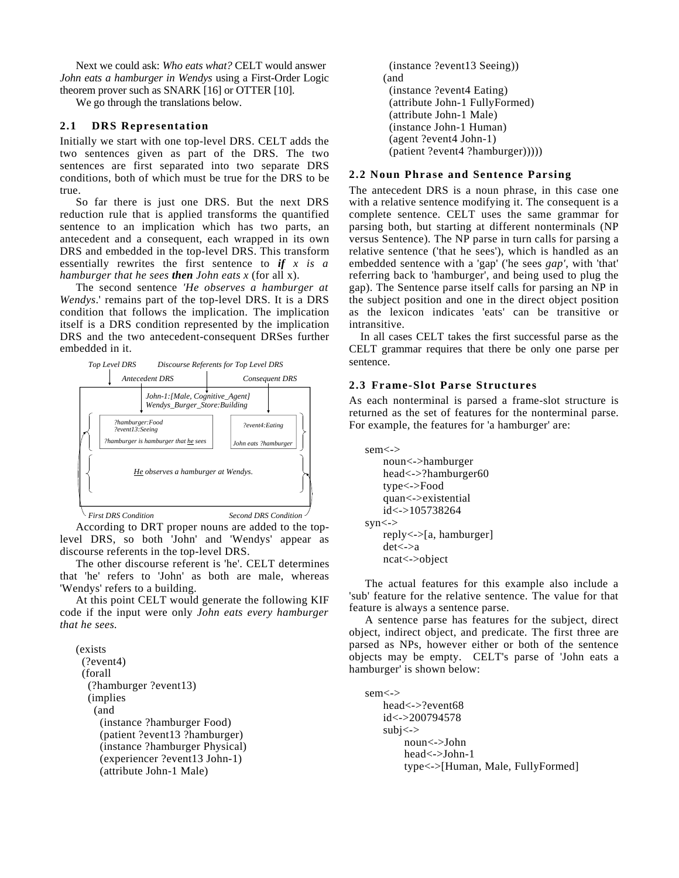Next we could ask: *Who eats what?* CELT would answer *John eats a hamburger in Wendys* using a First-Order Logic theorem prover such as SNARK [16] or OTTER [10].

We go through the translations below.

## 2.1 DRS Representation

Initially we start with one top-level DRS. CELT adds the two sentences given as part of the DRS. The two sentences are first separated into two separate DRS conditions, both of which must be true for the DRS to be true.

So far there is just one DRS. But the next DRS reduction rule that is applied transforms the quantified sentence to an implication which has two parts, an antecedent and a consequent, each wrapped in its own DRS and embedded in the top-level DRS. This transform essentially rewrites the first sentence to ***if*** *x is a hamburger that he sees* ***then*** *John eats x* (for all x).

The second sentence *'He observes a hamburger at Wendys*.' remains part of the top-level DRS. It is a DRS condition that follows the implication. The implication itself is a DRS condition represented by the implication DRS and the two antecedent-consequent DRSes further embedded in it.

*Top Level DRS* — *Discourse Referents for Top Level DRS*

*Antecedent DRS* — *Consequent DRS*

*John-1:[Male, Cognitive_Agent]*
*Wendys_Burger_Store:Building*

*?hamburger:Food*
*?event13:Seeing*
*?hamburger is hamburger that he sees*

*?event4:Eating*
*John eats ?hamburger*

*He observes a hamburger at Wendys.*

*First DRS Condition* — *Second DRS Condition*

According to DRT proper nouns are added to the top-level DRS, so both 'John' and 'Wendys' appear as discourse referents in the top-level DRS.

The other discourse referent is 'he'. CELT determines that 'he' refers to 'John' as both are male, whereas 'Wendys' refers to a building.

At this point CELT would generate the following KIF code if the input were only *John eats every hamburger that he sees.*

```
(exists
  (?event4)
  (forall
    (?hamburger ?event13)
    (implies
      (and
        (instance ?hamburger Food)
        (patient ?event13 ?hamburger)
        (instance ?hamburger Physical)
        (experiencer ?event13 John-1)
        (attribute John-1 Male)
        (instance ?event13 Seeing))
      (and
        (instance ?event4 Eating)
        (attribute John-1 FullyFormed)
        (attribute John-1 Male)
        (instance John-1 Human)
        (agent ?event4 John-1)
        (patient ?event4 ?hamburger)))))
```

## 2.2 Noun Phrase and Sentence Parsing

The antecedent DRS is a noun phrase, in this case one with a relative sentence modifying it. The consequent is a complete sentence. CELT uses the same grammar for parsing both, but starting at different nonterminals (NP versus Sentence). The NP parse in turn calls for parsing a relative sentence ('that he sees'), which is handled as an embedded sentence with a 'gap' ('he sees *gap*', with 'that' referring back to 'hamburger', and being used to plug the gap). The Sentence parse itself calls for parsing an NP in the subject position and one in the direct object position as the lexicon indicates 'eats' can be transitive or intransitive.

In all cases CELT takes the first successful parse as the CELT grammar requires that there be only one parse per sentence.

## 2.3 Frame-Slot Parse Structures

As each nonterminal is parsed a frame-slot structure is returned as the set of features for the nonterminal parse. For example, the features for 'a hamburger' are:

```
sem<->
    noun<->hamburger
    head<->?hamburger60
    type<->Food
    quan<->existential
    id<->105738264
syn<->
    reply<->[a, hamburger]
    det<->a
    ncat<->object
```

The actual features for this example also include a 'sub' feature for the relative sentence. The value for that feature is always a sentence parse.

A sentence parse has features for the subject, direct object, indirect object, and predicate. The first three are parsed as NPs, however either or both of the sentence objects may be empty. CELT's parse of 'John eats a hamburger' is shown below:

```
sem<->
    head<->?event68
    id<->200794578
    subj<->
        noun<->John
        head<->John-1
        type<->[Human, Male, FullyFormed]
```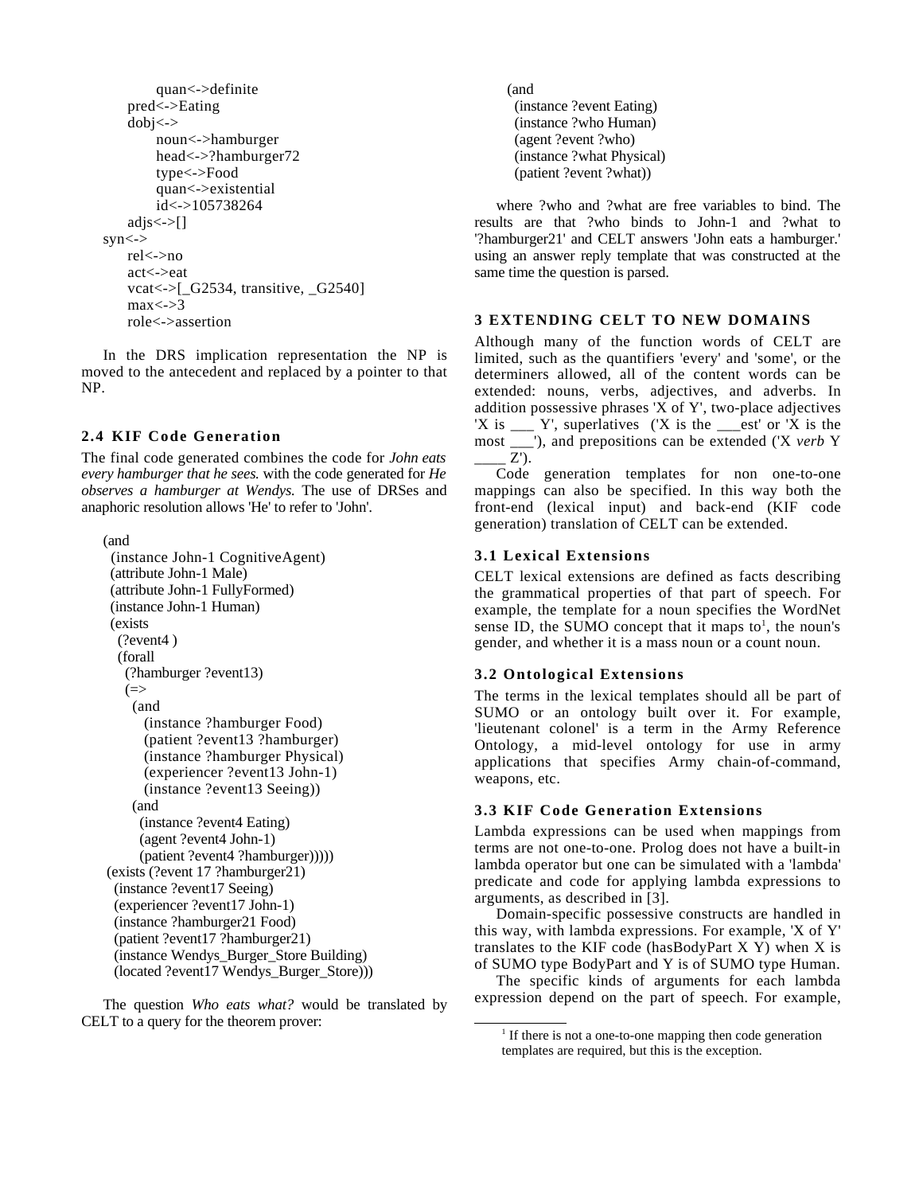```
            quan<->definite
        pred<->Eating
        dobj<->
            noun<->hamburger
            head<->?hamburger72
            type<->Food
            quan<->existential
            id<->105738264
        adjs<->[]
    syn<->
        rel<->no
        act<->eat
        vcat<->[_G2534, transitive, _G2540]
        max<->3
        role<->assertion
```

In the DRS implication representation the NP is moved to the antecedent and replaced by a pointer to that NP.

### 2.4 KIF Code Generation

The final code generated combines the code for *John eats every hamburger that he sees.* with the code generated for *He observes a hamburger at Wendys.* The use of DRSes and anaphoric resolution allows 'He' to refer to 'John'.

```
(and
  (instance John-1 CognitiveAgent)
  (attribute John-1 Male)
  (attribute John-1 FullyFormed)
  (instance John-1 Human)
  (exists
    (?event4 )
    (forall
      (?hamburger ?event13)
      (=>
        (and
          (instance ?hamburger Food)
          (patient ?event13 ?hamburger)
          (instance ?hamburger Physical)
          (experiencer ?event13 John-1)
          (instance ?event13 Seeing))
        (and
          (instance ?event4 Eating)
          (agent ?event4 John-1)
          (patient ?event4 ?hamburger)))))
  (exists (?event 17 ?hamburger21)
   (instance ?event17 Seeing)
   (experiencer ?event17 John-1)
   (instance ?hamburger21 Food)
   (patient ?event17 ?hamburger21)
   (instance Wendys_Burger_Store Building)
   (located ?event17 Wendys_Burger_Store)))
```

The question *Who eats what?* would be translated by CELT to a query for the theorem prover:

```
(and
  (instance ?event Eating)
  (instance ?who Human)
  (agent ?event ?who)
  (instance ?what Physical)
  (patient ?event ?what))
```

where ?who and ?what are free variables to bind. The results are that ?who binds to John-1 and ?what to '?hamburger21' and CELT answers 'John eats a hamburger.' using an answer reply template that was constructed at the same time the question is parsed.

## 3 EXTENDING CELT TO NEW DOMAINS

Although many of the function words of CELT are limited, such as the quantifiers 'every' and 'some', or the determiners allowed, all of the content words can be extended: nouns, verbs, adjectives, and adverbs. In addition possessive phrases 'X of Y', two-place adjectives 'X is ___ Y', superlatives ('X is the ___est' or 'X is the most ___'), and prepositions can be extended ('X *verb* Y ____ Z').

Code generation templates for non one-to-one mappings can also be specified. In this way both the front-end (lexical input) and back-end (KIF code generation) translation of CELT can be extended.

### 3.1 Lexical Extensions

CELT lexical extensions are defined as facts describing the grammatical properties of that part of speech. For example, the template for a noun specifies the WordNet sense ID, the SUMO concept that it maps to[1], the noun's gender, and whether it is a mass noun or a count noun.

### 3.2 Ontological Extensions

The terms in the lexical templates should all be part of SUMO or an ontology built over it. For example, 'lieutenant colonel' is a term in the Army Reference Ontology, a mid-level ontology for use in army applications that specifies Army chain-of-command, weapons, etc.

### 3.3 KIF Code Generation Extensions

Lambda expressions can be used when mappings from terms are not one-to-one. Prolog does not have a built-in lambda operator but one can be simulated with a 'lambda' predicate and code for applying lambda expressions to arguments, as described in [3].

Domain-specific possessive constructs are handled in this way, with lambda expressions. For example, 'X of Y' translates to the KIF code (hasBodyPart X Y) when X is of SUMO type BodyPart and Y is of SUMO type Human.

The specific kinds of arguments for each lambda expression depend on the part of speech. For example,

[1] If there is not a one-to-one mapping then code generation templates are required, but this is the exception.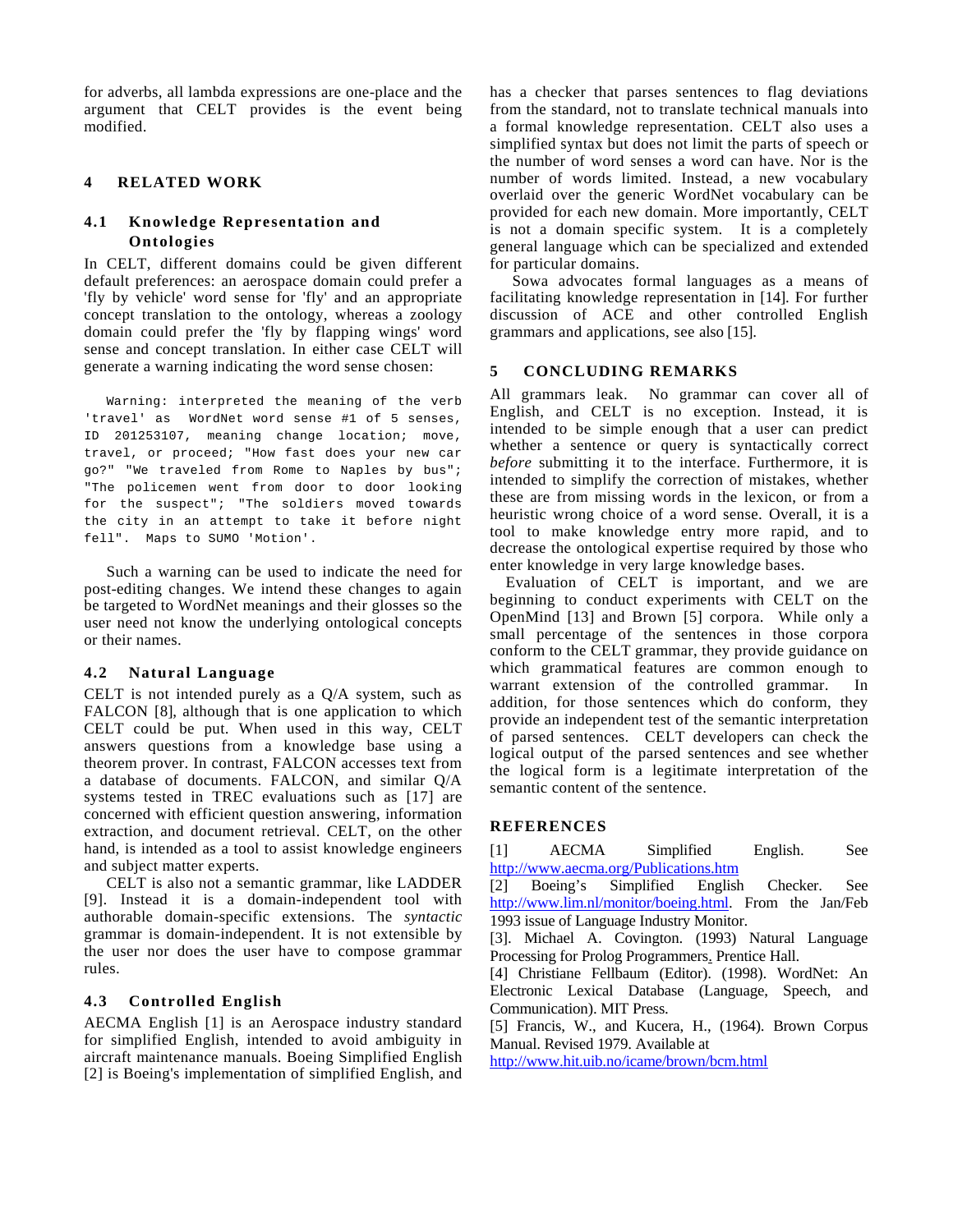for adverbs, all lambda expressions are one-place and the argument that CELT provides is the event being modified.

## 4 RELATED WORK

### 4.1 Knowledge Representation and Ontologies

In CELT, different domains could be given different default preferences: an aerospace domain could prefer a 'fly by vehicle' word sense for 'fly' and an appropriate concept translation to the ontology, whereas a zoology domain could prefer the 'fly by flapping wings' word sense and concept translation. In either case CELT will generate a warning indicating the word sense chosen:

```
Warning: interpreted the meaning of the verb 'travel' as WordNet word sense #1 of 5 senses, ID 201253107, meaning change location; move, travel, or proceed; "How fast does your new car go?" "We traveled from Rome to Naples by bus"; "The policemen went from door to door looking for the suspect"; "The soldiers moved towards the city in an attempt to take it before night fell". Maps to SUMO 'Motion'.
```

Such a warning can be used to indicate the need for post-editing changes. We intend these changes to again be targeted to WordNet meanings and their glosses so the user need not know the underlying ontological concepts or their names.

### 4.2 Natural Language

CELT is not intended purely as a Q/A system, such as FALCON [8], although that is one application to which CELT could be put. When used in this way, CELT answers questions from a knowledge base using a theorem prover. In contrast, FALCON accesses text from a database of documents. FALCON, and similar Q/A systems tested in TREC evaluations such as [17] are concerned with efficient question answering, information extraction, and document retrieval. CELT, on the other hand, is intended as a tool to assist knowledge engineers and subject matter experts.

CELT is also not a semantic grammar, like LADDER [9]. Instead it is a domain-independent tool with authorable domain-specific extensions. The *syntactic* grammar is domain-independent. It is not extensible by the user nor does the user have to compose grammar rules.

### 4.3 Controlled English

AECMA English [1] is an Aerospace industry standard for simplified English, intended to avoid ambiguity in aircraft maintenance manuals. Boeing Simplified English [2] is Boeing's implementation of simplified English, and has a checker that parses sentences to flag deviations from the standard, not to translate technical manuals into a formal knowledge representation. CELT also uses a simplified syntax but does not limit the parts of speech or the number of word senses a word can have. Nor is the number of words limited. Instead, a new vocabulary overlaid over the generic WordNet vocabulary can be provided for each new domain. More importantly, CELT is not a domain specific system. It is a completely general language which can be specialized and extended for particular domains.

Sowa advocates formal languages as a means of facilitating knowledge representation in [14]. For further discussion of ACE and other controlled English grammars and applications, see also [15].

## 5 CONCLUDING REMARKS

All grammars leak. No grammar can cover all of English, and CELT is no exception. Instead, it is intended to be simple enough that a user can predict whether a sentence or query is syntactically correct *before* submitting it to the interface. Furthermore, it is intended to simplify the correction of mistakes, whether these are from missing words in the lexicon, or from a heuristic wrong choice of a word sense. Overall, it is a tool to make knowledge entry more rapid, and to decrease the ontological expertise required by those who enter knowledge in very large knowledge bases.

Evaluation of CELT is important, and we are beginning to conduct experiments with CELT on the OpenMind [13] and Brown [5] corpora. While only a small percentage of the sentences in those corpora conform to the CELT grammar, they provide guidance on which grammatical features are common enough to warrant extension of the controlled grammar. In addition, for those sentences which do conform, they provide an independent test of the semantic interpretation of parsed sentences. CELT developers can check the logical output of the parsed sentences and see whether the logical form is a legitimate interpretation of the semantic content of the sentence.

## REFERENCES

[1] AECMA Simplified English. See http://www.aecma.org/Publications.htm

[2] Boeing's Simplified English Checker. See http://www.lim.nl/monitor/boeing.html. From the Jan/Feb 1993 issue of Language Industry Monitor.

[3]. Michael A. Covington. (1993) Natural Language Processing for Prolog Programmers. Prentice Hall.

[4] Christiane Fellbaum (Editor). (1998). WordNet: An Electronic Lexical Database (Language, Speech, and Communication). MIT Press.

[5] Francis, W., and Kucera, H., (1964). Brown Corpus Manual. Revised 1979. Available at http://www.hit.uib.no/icame/brown/bcm.html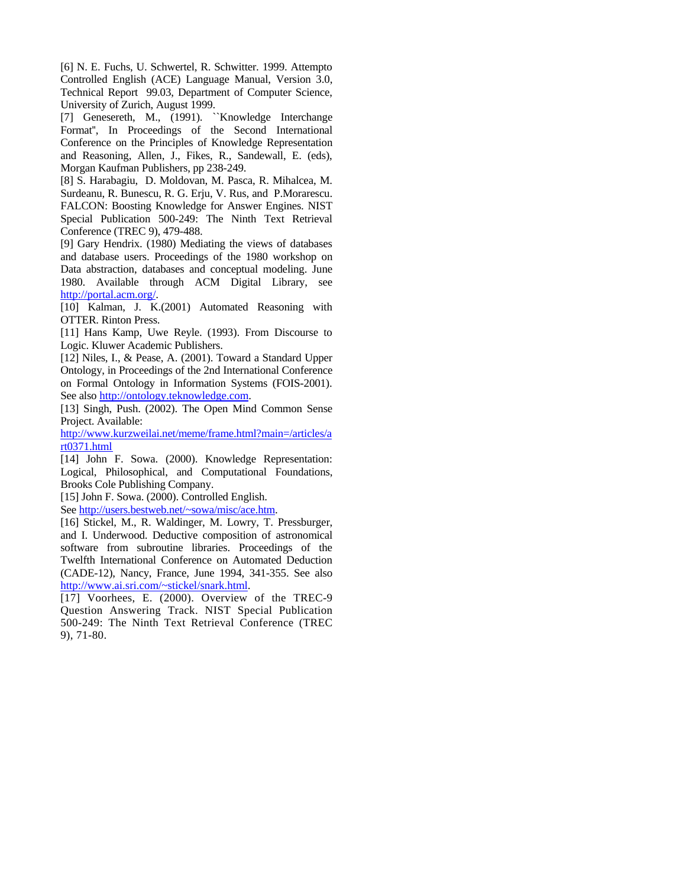[6] N. E. Fuchs, U. Schwertel, R. Schwitter. 1999. Attempto Controlled English (ACE) Language Manual, Version 3.0, Technical Report 99.03, Department of Computer Science, University of Zurich, August 1999.

[7] Genesereth, M., (1991). ``Knowledge Interchange Format'', In Proceedings of the Second International Conference on the Principles of Knowledge Representation and Reasoning, Allen, J., Fikes, R., Sandewall, E. (eds), Morgan Kaufman Publishers, pp 238-249.

[8] S. Harabagiu, D. Moldovan, M. Pasca, R. Mihalcea, M. Surdeanu, R. Bunescu, R. G. Erju, V. Rus, and P.Morarescu. FALCON: Boosting Knowledge for Answer Engines. NIST Special Publication 500-249: The Ninth Text Retrieval Conference (TREC 9), 479-488.

[9] Gary Hendrix. (1980) Mediating the views of databases and database users. Proceedings of the 1980 workshop on Data abstraction, databases and conceptual modeling. June 1980. Available through ACM Digital Library, see http://portal.acm.org/.

[10] Kalman, J. K.(2001) Automated Reasoning with OTTER. Rinton Press.

[11] Hans Kamp, Uwe Reyle. (1993). From Discourse to Logic. Kluwer Academic Publishers.

[12] Niles, I., & Pease, A. (2001). Toward a Standard Upper Ontology, in Proceedings of the 2nd International Conference on Formal Ontology in Information Systems (FOIS-2001). See also http://ontology.teknowledge.com.

[13] Singh, Push. (2002). The Open Mind Common Sense Project. Available: http://www.kurzweilai.net/meme/frame.html?main=/articles/art0371.html

[14] John F. Sowa. (2000). Knowledge Representation: Logical, Philosophical, and Computational Foundations, Brooks Cole Publishing Company.

[15] John F. Sowa. (2000). Controlled English. See http://users.bestweb.net/~sowa/misc/ace.htm.

[16] Stickel, M., R. Waldinger, M. Lowry, T. Pressburger, and I. Underwood. Deductive composition of astronomical software from subroutine libraries. Proceedings of the Twelfth International Conference on Automated Deduction (CADE-12), Nancy, France, June 1994, 341-355. See also http://www.ai.sri.com/~stickel/snark.html.

[17] Voorhees, E. (2000). Overview of the TREC-9 Question Answering Track. NIST Special Publication 500-249: The Ninth Text Retrieval Conference (TREC 9), 71-80.